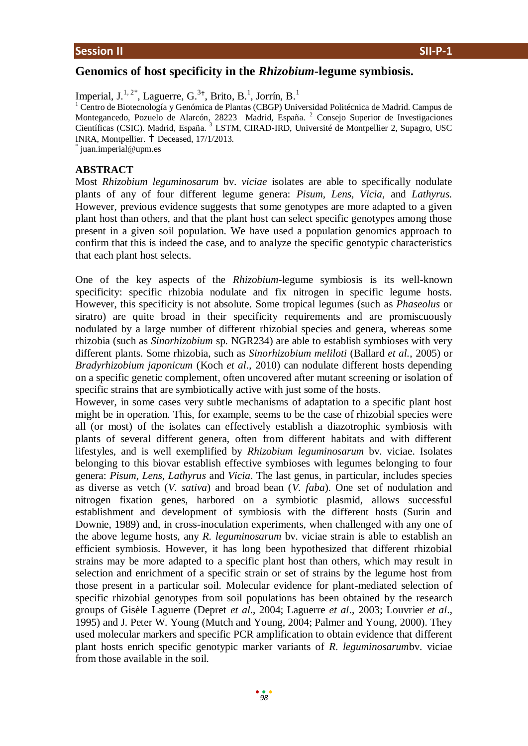# Genomics of host specificity in the *Rhizobium*-legume symbiosis.

Imperial, J.[1, 2*], Laguerre, G.[3†], Brito, B.[1], Jorrín, B.[1]

[1] Centro de Biotecnología y Genómica de Plantas (CBGP) Universidad Politécnica de Madrid. Campus de Montegancedo, Pozuelo de Alarcón, 28223 Madrid, España. [2] Consejo Superior de Investigaciones Científicas (CSIC). Madrid, España. [3] LSTM, CIRAD-IRD, Université de Montpellier 2, Supagro, USC INRA, Montpellier. † Deceased, 17/1/2013.

[*] juan.imperial@upm.es

## ABSTRACT

Most *Rhizobium leguminosarum* bv. *viciae* isolates are able to specifically nodulate plants of any of four different legume genera: *Pisum, Lens, Vicia,* and *Lathyrus.* However, previous evidence suggests that some genotypes are more adapted to a given plant host than others, and that the plant host can select specific genotypes among those present in a given soil population. We have used a population genomics approach to confirm that this is indeed the case, and to analyze the specific genotypic characteristics that each plant host selects.

One of the key aspects of the *Rhizobium*-legume symbiosis is its well-known specificity: specific rhizobia nodulate and fix nitrogen in specific legume hosts. However, this specificity is not absolute. Some tropical legumes (such as *Phaseolus* or siratro) are quite broad in their specificity requirements and are promiscuously nodulated by a large number of different rhizobial species and genera, whereas some rhizobia (such as *Sinorhizobium* sp. NGR234) are able to establish symbioses with very different plants. Some rhizobia, such as *Sinorhizobium meliloti* (Ballard *et al.*, 2005) or *Bradyrhizobium japonicum* (Koch *et al.*, 2010) can nodulate different hosts depending on a specific genetic complement, often uncovered after mutant screening or isolation of specific strains that are symbiotically active with just some of the hosts.

However, in some cases very subtle mechanisms of adaptation to a specific plant host might be in operation. This, for example, seems to be the case of rhizobial species were all (or most) of the isolates can effectively establish a diazotrophic symbiosis with plants of several different genera, often from different habitats and with different lifestyles, and is well exemplified by *Rhizobium leguminosarum* bv. viciae. Isolates belonging to this biovar establish effective symbioses with legumes belonging to four genera: *Pisum*, *Lens*, *Lathyrus* and *Vicia*. The last genus, in particular, includes species as diverse as vetch (*V. sativa*) and broad bean (*V. faba*). One set of nodulation and nitrogen fixation genes, harbored on a symbiotic plasmid, allows successful establishment and development of symbiosis with the different hosts (Surin and Downie, 1989) and, in cross-inoculation experiments, when challenged with any one of the above legume hosts, any *R. leguminosarum* bv. viciae strain is able to establish an efficient symbiosis. However, it has long been hypothesized that different rhizobial strains may be more adapted to a specific plant host than others, which may result in selection and enrichment of a specific strain or set of strains by the legume host from those present in a particular soil. Molecular evidence for plant-mediated selection of specific rhizobial genotypes from soil populations has been obtained by the research groups of Gisèle Laguerre (Depret *et al.*, 2004; Laguerre *et al.*, 2003; Louvrier *et al.*, 1995) and J. Peter W. Young (Mutch and Young, 2004; Palmer and Young, 2000). They used molecular markers and specific PCR amplification to obtain evidence that different plant hosts enrich specific genotypic marker variants of *R. leguminosarum*bv. viciae from those available in the soil.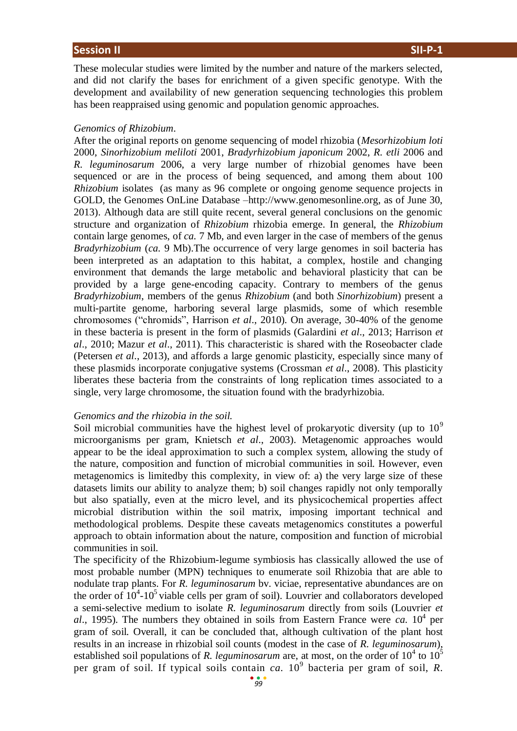These molecular studies were limited by the number and nature of the markers selected, and did not clarify the bases for enrichment of a given specific genotype. With the development and availability of new generation sequencing technologies this problem has been reappraised using genomic and population genomic approaches.

*Genomics of Rhizobium.*

After the original reports on genome sequencing of model rhizobia (*Mesorhizobium loti* 2000, *Sinorhizobium meliloti* 2001, *Bradyrhizobium japonicum* 2002, *R. etli* 2006 and *R. leguminosarum* 2006, a very large number of rhizobial genomes have been sequenced or are in the process of being sequenced, and among them about 100 *Rhizobium* isolates (as many as 96 complete or ongoing genome sequence projects in GOLD, the Genomes OnLine Database –http://www.genomesonline.org, as of June 30, 2013). Although data are still quite recent, several general conclusions on the genomic structure and organization of *Rhizobium* rhizobia emerge. In general, the *Rhizobium* contain large genomes, of *ca.* 7 Mb, and even larger in the case of members of the genus *Bradyrhizobium* (*ca.* 9 Mb).The occurrence of very large genomes in soil bacteria has been interpreted as an adaptation to this habitat, a complex, hostile and changing environment that demands the large metabolic and behavioral plasticity that can be provided by a large gene-encoding capacity. Contrary to members of the genus *Bradyrhizobium*, members of the genus *Rhizobium* (and both *Sinorhizobium*) present a multi-partite genome, harboring several large plasmids, some of which resemble chromosomes ("chromids", Harrison *et al*., 2010). On average, 30-40% of the genome in these bacteria is present in the form of plasmids (Galardini *et al*., 2013; Harrison *et al*., 2010; Mazur *et al*., 2011). This characteristic is shared with the Roseobacter clade (Petersen *et al*., 2013), and affords a large genomic plasticity, especially since many of these plasmids incorporate conjugative systems (Crossman *et al*., 2008). This plasticity liberates these bacteria from the constraints of long replication times associated to a single, very large chromosome, the situation found with the bradyrhizobia.

*Genomics and the rhizobia in the soil.*

Soil microbial communities have the highest level of prokaryotic diversity (up to $10^9$ microorganisms per gram, Knietsch *et al*., 2003). Metagenomic approaches would appear to be the ideal approximation to such a complex system, allowing the study of the nature, composition and function of microbial communities in soil. However, even metagenomics is limitedby this complexity, in view of: a) the very large size of these datasets limits our ability to analyze them; b) soil changes rapidly not only temporally but also spatially, even at the micro level, and its physicochemical properties affect microbial distribution within the soil matrix, imposing important technical and methodological problems. Despite these caveats metagenomics constitutes a powerful approach to obtain information about the nature, composition and function of microbial communities in soil.

The specificity of the Rhizobium-legume symbiosis has classically allowed the use of most probable number (MPN) techniques to enumerate soil Rhizobia that are able to nodulate trap plants. For *R. leguminosarum* bv. viciae, representative abundances are on the order of $10^4$-$10^5$ viable cells per gram of soil). Louvrier and collaborators developed a semi-selective medium to isolate *R. leguminosarum* directly from soils (Louvrier *et al*., 1995). The numbers they obtained in soils from Eastern France were *ca.* $10^4$ per gram of soil. Overall, it can be concluded that, although cultivation of the plant host results in an increase in rhizobial soil counts (modest in the case of *R. leguminosarum*), established soil populations of *R. leguminosarum* are, at most, on the order of $10^4$ to $10^5$ per gram of soil. If typical soils contain *ca.* $10^9$ bacteria per gram of soil, *R.*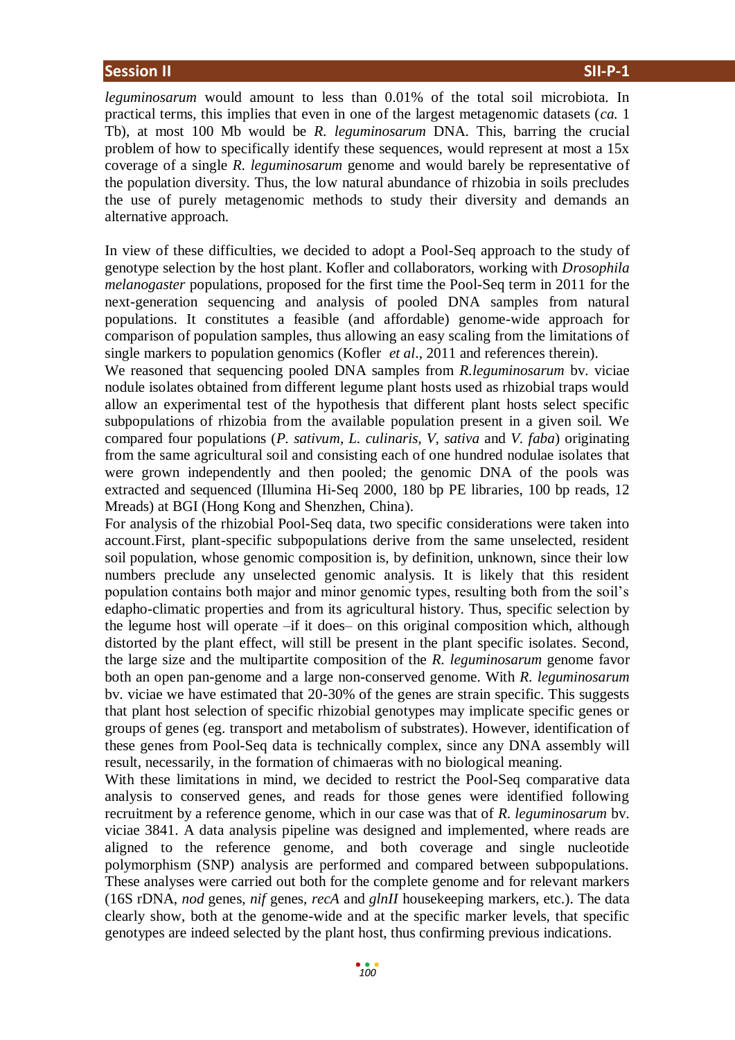*leguminosarum* would amount to less than 0.01% of the total soil microbiota. In practical terms, this implies that even in one of the largest metagenomic datasets (*ca.* 1 Tb), at most 100 Mb would be *R. leguminosarum* DNA. This, barring the crucial problem of how to specifically identify these sequences, would represent at most a 15x coverage of a single *R. leguminosarum* genome and would barely be representative of the population diversity. Thus, the low natural abundance of rhizobia in soils precludes the use of purely metagenomic methods to study their diversity and demands an alternative approach.

In view of these difficulties, we decided to adopt a Pool-Seq approach to the study of genotype selection by the host plant. Kofler and collaborators, working with *Drosophila melanogaster* populations, proposed for the first time the Pool-Seq term in 2011 for the next-generation sequencing and analysis of pooled DNA samples from natural populations. It constitutes a feasible (and affordable) genome-wide approach for comparison of population samples, thus allowing an easy scaling from the limitations of single markers to population genomics (Kofler *et al*., 2011 and references therein).

We reasoned that sequencing pooled DNA samples from *R.leguminosarum* bv. viciae nodule isolates obtained from different legume plant hosts used as rhizobial traps would allow an experimental test of the hypothesis that different plant hosts select specific subpopulations of rhizobia from the available population present in a given soil. We compared four populations (*P. sativum*, *L. culinaris, V, sativa* and *V. faba*) originating from the same agricultural soil and consisting each of one hundred nodulae isolates that were grown independently and then pooled; the genomic DNA of the pools was extracted and sequenced (Illumina Hi-Seq 2000, 180 bp PE libraries, 100 bp reads, 12 Mreads) at BGI (Hong Kong and Shenzhen, China).

For analysis of the rhizobial Pool-Seq data, two specific considerations were taken into account.First, plant-specific subpopulations derive from the same unselected, resident soil population, whose genomic composition is, by definition, unknown, since their low numbers preclude any unselected genomic analysis. It is likely that this resident population contains both major and minor genomic types, resulting both from the soil's edapho-climatic properties and from its agricultural history. Thus, specific selection by the legume host will operate –if it does– on this original composition which, although distorted by the plant effect, will still be present in the plant specific isolates. Second, the large size and the multipartite composition of the *R. leguminosarum* genome favor both an open pan-genome and a large non-conserved genome. With *R. leguminosarum* bv. viciae we have estimated that 20-30% of the genes are strain specific. This suggests that plant host selection of specific rhizobial genotypes may implicate specific genes or groups of genes (eg. transport and metabolism of substrates). However, identification of these genes from Pool-Seq data is technically complex, since any DNA assembly will result, necessarily, in the formation of chimaeras with no biological meaning.

With these limitations in mind, we decided to restrict the Pool-Seq comparative data analysis to conserved genes, and reads for those genes were identified following recruitment by a reference genome, which in our case was that of *R. leguminosarum* bv. viciae 3841. A data analysis pipeline was designed and implemented, where reads are aligned to the reference genome, and both coverage and single nucleotide polymorphism (SNP) analysis are performed and compared between subpopulations. These analyses were carried out both for the complete genome and for relevant markers (16S rDNA, *nod* genes, *nif* genes, *recA* and *glnII* housekeeping markers, etc.). The data clearly show, both at the genome-wide and at the specific marker levels, that specific genotypes are indeed selected by the plant host, thus confirming previous indications.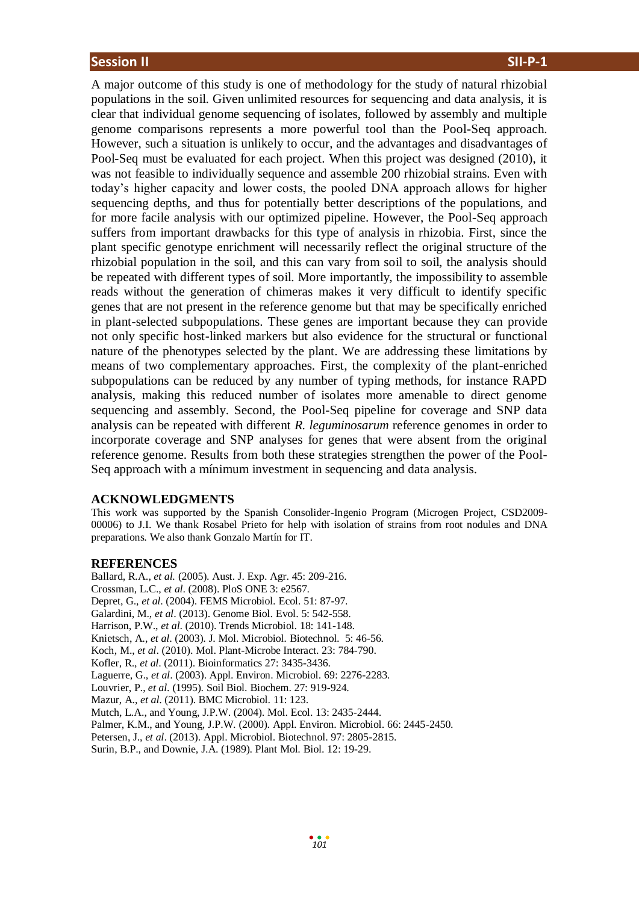A major outcome of this study is one of methodology for the study of natural rhizobial populations in the soil. Given unlimited resources for sequencing and data analysis, it is clear that individual genome sequencing of isolates, followed by assembly and multiple genome comparisons represents a more powerful tool than the Pool-Seq approach. However, such a situation is unlikely to occur, and the advantages and disadvantages of Pool-Seq must be evaluated for each project. When this project was designed (2010), it was not feasible to individually sequence and assemble 200 rhizobial strains. Even with today's higher capacity and lower costs, the pooled DNA approach allows for higher sequencing depths, and thus for potentially better descriptions of the populations, and for more facile analysis with our optimized pipeline. However, the Pool-Seq approach suffers from important drawbacks for this type of analysis in rhizobia. First, since the plant specific genotype enrichment will necessarily reflect the original structure of the rhizobial population in the soil, and this can vary from soil to soil, the analysis should be repeated with different types of soil. More importantly, the impossibility to assemble reads without the generation of chimeras makes it very difficult to identify specific genes that are not present in the reference genome but that may be specifically enriched in plant-selected subpopulations. These genes are important because they can provide not only specific host-linked markers but also evidence for the structural or functional nature of the phenotypes selected by the plant. We are addressing these limitations by means of two complementary approaches. First, the complexity of the plant-enriched subpopulations can be reduced by any number of typing methods, for instance RAPD analysis, making this reduced number of isolates more amenable to direct genome sequencing and assembly. Second, the Pool-Seq pipeline for coverage and SNP data analysis can be repeated with different *R. leguminosarum* reference genomes in order to incorporate coverage and SNP analyses for genes that were absent from the original reference genome. Results from both these strategies strengthen the power of the Pool-Seq approach with a mínimum investment in sequencing and data analysis.

## ACKNOWLEDGMENTS

This work was supported by the Spanish Consolider-Ingenio Program (Microgen Project, CSD2009-00006) to J.I. We thank Rosabel Prieto for help with isolation of strains from root nodules and DNA preparations. We also thank Gonzalo Martín for IT.

## REFERENCES

Ballard, R.A., *et al.* (2005). Aust. J. Exp. Agr. 45: 209-216.
Crossman, L.C., *et al*. (2008). PloS ONE 3: e2567.
Depret, G., *et al*. (2004). FEMS Microbiol. Ecol. 51: 87-97.
Galardini, M., *et al*. (2013). Genome Biol. Evol. 5: 542-558.
Harrison, P.W., *et al.* (2010). Trends Microbiol. 18: 141-148.
Knietsch, A., *et al*. (2003). J. Mol. Microbiol. Biotechnol. 5: 46-56.
Koch, M., *et al*. (2010). Mol. Plant-Microbe Interact. 23: 784-790.
Kofler, R., *et al.* (2011). Bioinformatics 27: 3435-3436.
Laguerre, G., *et al*. (2003). Appl. Environ. Microbiol. 69: 2276-2283.
Louvrier, P., *et al.* (1995). Soil Biol. Biochem. 27: 919-924.
Mazur, A., *et al.* (2011). BMC Microbiol. 11: 123.
Mutch, L.A., and Young, J.P.W. (2004). Mol. Ecol. 13: 2435-2444.
Palmer, K.M., and Young, J.P.W. (2000). Appl. Environ. Microbiol. 66: 2445-2450.
Petersen, J., *et al*. (2013). Appl. Microbiol. Biotechnol. 97: 2805-2815.
Surin, B.P., and Downie, J.A. (1989). Plant Mol. Biol. 12: 19-29.